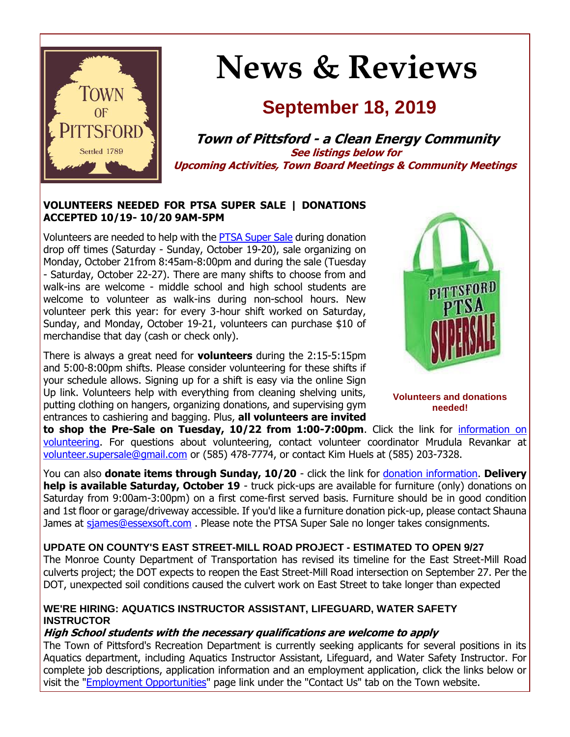# News & Reviews

## September 18, 2019

***Town of Pittsford - a Clean Energy Community***

***See listings below for Upcoming Activities, Town Board Meetings & Community Meetings***

### VOLUNTEERS NEEDED FOR PTSA SUPER SALE | DONATIONS ACCEPTED 10/19- 10/20 9AM-5PM

Volunteers are needed to help with the PTSA Super Sale during donation drop off times (Saturday - Sunday, October 19-20), sale organizing on Monday, October 21from 8:45am-8:00pm and during the sale (Tuesday - Saturday, October 22-27). There are many shifts to choose from and walk-ins are welcome - middle school and high school students are welcome to volunteer as walk-ins during non-school hours. New volunteer perk this year: for every 3-hour shift worked on Saturday, Sunday, and Monday, October 19-21, volunteers can purchase $10 of merchandise that day (cash or check only).

There is always a great need for **volunteers** during the 2:15-5:15pm and 5:00-8:00pm shifts. Please consider volunteering for these shifts if your schedule allows. Signing up for a shift is easy via the online Sign Up link. Volunteers help with everything from cleaning shelving units, putting clothing on hangers, organizing donations, and supervising gym entrances to cashiering and bagging. Plus, **all volunteers are invited to shop the Pre-Sale on Tuesday, 10/22 from 1:00-7:00pm**. Click the link for information on volunteering. For questions about volunteering, contact volunteer coordinator Mrudula Revankar at volunteer.supersale@gmail.com or (585) 478-7774, or contact Kim Huels at (585) 203-7328.

**Volunteers and donations needed!**

You can also **donate items through Sunday, 10/20** - click the link for donation information. **Delivery help is available Saturday, October 19** - truck pick-ups are available for furniture (only) donations on Saturday from 9:00am-3:00pm) on a first come-first served basis. Furniture should be in good condition and 1st floor or garage/driveway accessible. If you'd like a furniture donation pick-up, please contact Shauna James at sjames@essexsoft.com . Please note the PTSA Super Sale no longer takes consignments.

### UPDATE ON COUNTY'S EAST STREET-MILL ROAD PROJECT - ESTIMATED TO OPEN 9/27

The Monroe County Department of Transportation has revised its timeline for the East Street-Mill Road culverts project; the DOT expects to reopen the East Street-Mill Road intersection on September 27. Per the DOT, unexpected soil conditions caused the culvert work on East Street to take longer than expected

### WE'RE HIRING: AQUATICS INSTRUCTOR ASSISTANT, LIFEGUARD, WATER SAFETY INSTRUCTOR

***High School students with the necessary qualifications are welcome to apply***

The Town of Pittsford's Recreation Department is currently seeking applicants for several positions in its Aquatics department, including Aquatics Instructor Assistant, Lifeguard, and Water Safety Instructor. For complete job descriptions, application information and an employment application, click the links below or visit the "Employment Opportunities" page link under the "Contact Us" tab on the Town website.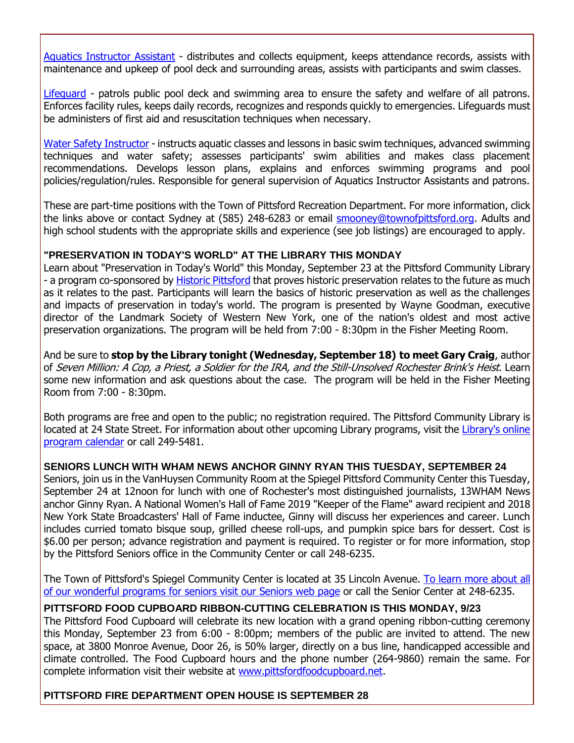Aquatics Instructor Assistant - distributes and collects equipment, keeps attendance records, assists with maintenance and upkeep of pool deck and surrounding areas, assists with participants and swim classes.

Lifeguard - patrols public pool deck and swimming area to ensure the safety and welfare of all patrons. Enforces facility rules, keeps daily records, recognizes and responds quickly to emergencies. Lifeguards must be administers of first aid and resuscitation techniques when necessary.

Water Safety Instructor - instructs aquatic classes and lessons in basic swim techniques, advanced swimming techniques and water safety; assesses participants' swim abilities and makes class placement recommendations. Develops lesson plans, explains and enforces swimming programs and pool policies/regulation/rules. Responsible for general supervision of Aquatics Instructor Assistants and patrons.

These are part-time positions with the Town of Pittsford Recreation Department. For more information, click the links above or contact Sydney at (585) 248-6283 or email smooney@townofpittsford.org. Adults and high school students with the appropriate skills and experience (see job listings) are encouraged to apply.

**"PRESERVATION IN TODAY'S WORLD" AT THE LIBRARY THIS MONDAY**

Learn about "Preservation in Today's World" this Monday, September 23 at the Pittsford Community Library - a program co-sponsored by Historic Pittsford that proves historic preservation relates to the future as much as it relates to the past. Participants will learn the basics of historic preservation as well as the challenges and impacts of preservation in today's world. The program is presented by Wayne Goodman, executive director of the Landmark Society of Western New York, one of the nation's oldest and most active preservation organizations. The program will be held from 7:00 - 8:30pm in the Fisher Meeting Room.

And be sure to **stop by the Library tonight (Wednesday, September 18) to meet Gary Craig**, author of *Seven Million: A Cop, a Priest, a Soldier for the IRA, and the Still-Unsolved Rochester Brink's Heist*. Learn some new information and ask questions about the case. The program will be held in the Fisher Meeting Room from 7:00 - 8:30pm.

Both programs are free and open to the public; no registration required. The Pittsford Community Library is located at 24 State Street. For information about other upcoming Library programs, visit the Library's online program calendar or call 249-5481.

**SENIORS LUNCH WITH WHAM NEWS ANCHOR GINNY RYAN THIS TUESDAY, SEPTEMBER 24**

Seniors, join us in the VanHuysen Community Room at the Spiegel Pittsford Community Center this Tuesday, September 24 at 12noon for lunch with one of Rochester's most distinguished journalists, 13WHAM News anchor Ginny Ryan. A National Women's Hall of Fame 2019 "Keeper of the Flame" award recipient and 2018 New York State Broadcasters' Hall of Fame inductee, Ginny will discuss her experiences and career. Lunch includes curried tomato bisque soup, grilled cheese roll-ups, and pumpkin spice bars for dessert. Cost is $6.00 per person; advance registration and payment is required. To register or for more information, stop by the Pittsford Seniors office in the Community Center or call 248-6235.

The Town of Pittsford's Spiegel Community Center is located at 35 Lincoln Avenue. To learn more about all of our wonderful programs for seniors visit our Seniors web page or call the Senior Center at 248-6235.

**PITTSFORD FOOD CUPBOARD RIBBON-CUTTING CELEBRATION IS THIS MONDAY, 9/23**

The Pittsford Food Cupboard will celebrate its new location with a grand opening ribbon-cutting ceremony this Monday, September 23 from 6:00 - 8:00pm; members of the public are invited to attend. The new space, at 3800 Monroe Avenue, Door 26, is 50% larger, directly on a bus line, handicapped accessible and climate controlled. The Food Cupboard hours and the phone number (264-9860) remain the same. For complete information visit their website at www.pittsfordfoodcupboard.net.

**PITTSFORD FIRE DEPARTMENT OPEN HOUSE IS SEPTEMBER 28**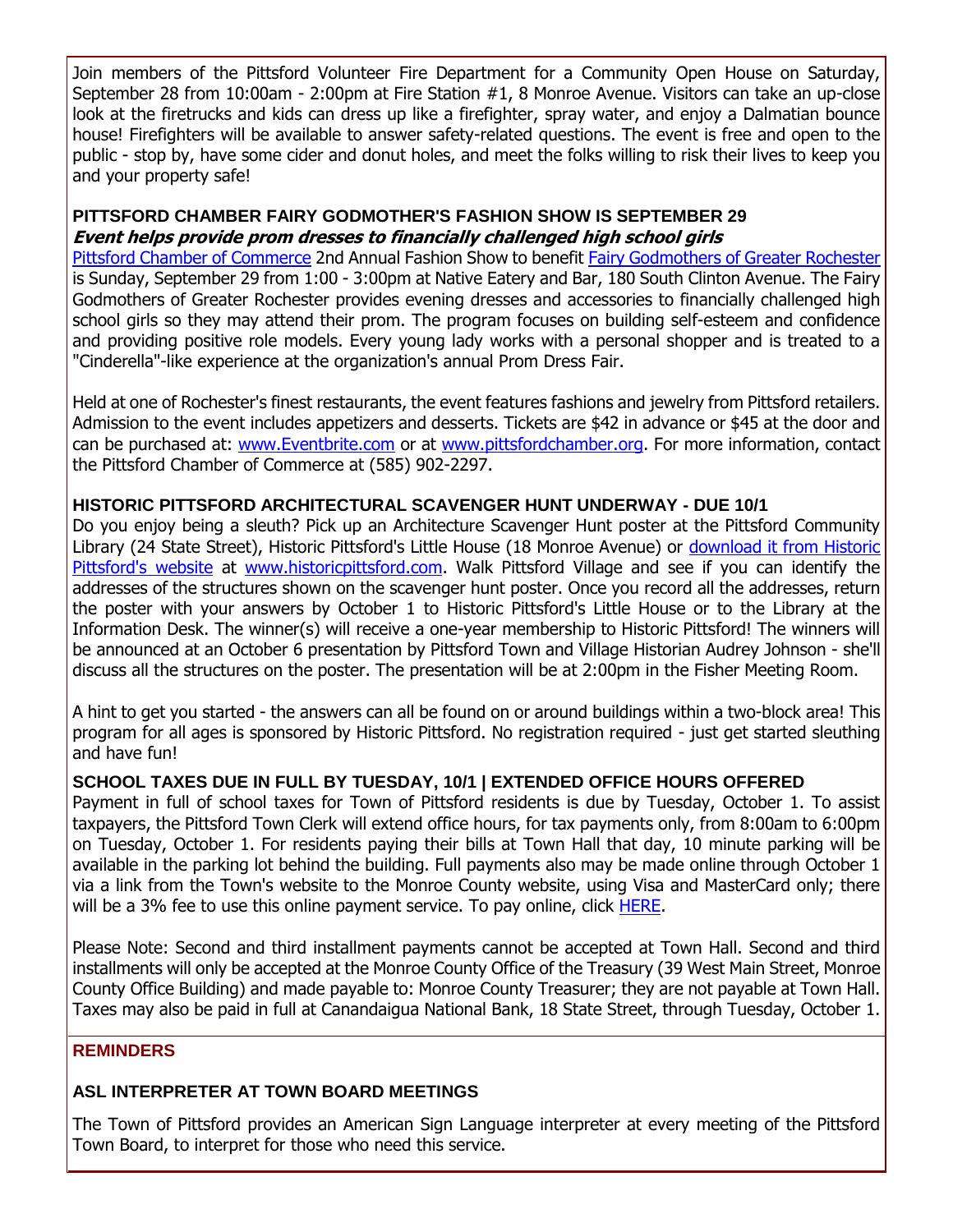Join members of the Pittsford Volunteer Fire Department for a Community Open House on Saturday, September 28 from 10:00am - 2:00pm at Fire Station #1, 8 Monroe Avenue. Visitors can take an up-close look at the firetrucks and kids can dress up like a firefighter, spray water, and enjoy a Dalmatian bounce house! Firefighters will be available to answer safety-related questions. The event is free and open to the public - stop by, have some cider and donut holes, and meet the folks willing to risk their lives to keep you and your property safe!

**PITTSFORD CHAMBER FAIRY GODMOTHER'S FASHION SHOW IS SEPTEMBER 29**
***Event helps provide prom dresses to financially challenged high school girls***

Pittsford Chamber of Commerce 2nd Annual Fashion Show to benefit Fairy Godmothers of Greater Rochester is Sunday, September 29 from 1:00 - 3:00pm at Native Eatery and Bar, 180 South Clinton Avenue. The Fairy Godmothers of Greater Rochester provides evening dresses and accessories to financially challenged high school girls so they may attend their prom. The program focuses on building self-esteem and confidence and providing positive role models. Every young lady works with a personal shopper and is treated to a "Cinderella"-like experience at the organization's annual Prom Dress Fair.

Held at one of Rochester's finest restaurants, the event features fashions and jewelry from Pittsford retailers. Admission to the event includes appetizers and desserts. Tickets are $42 in advance or $45 at the door and can be purchased at: www.Eventbrite.com or at www.pittsfordchamber.org. For more information, contact the Pittsford Chamber of Commerce at (585) 902-2297.

**HISTORIC PITTSFORD ARCHITECTURAL SCAVENGER HUNT UNDERWAY - DUE 10/1**

Do you enjoy being a sleuth? Pick up an Architecture Scavenger Hunt poster at the Pittsford Community Library (24 State Street), Historic Pittsford's Little House (18 Monroe Avenue) or download it from Historic Pittsford's website at www.historicpittsford.com. Walk Pittsford Village and see if you can identify the addresses of the structures shown on the scavenger hunt poster. Once you record all the addresses, return the poster with your answers by October 1 to Historic Pittsford's Little House or to the Library at the Information Desk. The winner(s) will receive a one-year membership to Historic Pittsford! The winners will be announced at an October 6 presentation by Pittsford Town and Village Historian Audrey Johnson - she'll discuss all the structures on the poster. The presentation will be at 2:00pm in the Fisher Meeting Room.

A hint to get you started - the answers can all be found on or around buildings within a two-block area! This program for all ages is sponsored by Historic Pittsford. No registration required - just get started sleuthing and have fun!

**SCHOOL TAXES DUE IN FULL BY TUESDAY, 10/1 | EXTENDED OFFICE HOURS OFFERED**

Payment in full of school taxes for Town of Pittsford residents is due by Tuesday, October 1. To assist taxpayers, the Pittsford Town Clerk will extend office hours, for tax payments only, from 8:00am to 6:00pm on Tuesday, October 1. For residents paying their bills at Town Hall that day, 10 minute parking will be available in the parking lot behind the building. Full payments also may be made online through October 1 via a link from the Town's website to the Monroe County website, using Visa and MasterCard only; there will be a 3% fee to use this online payment service. To pay online, click HERE.

Please Note: Second and third installment payments cannot be accepted at Town Hall. Second and third installments will only be accepted at the Monroe County Office of the Treasury (39 West Main Street, Monroe County Office Building) and made payable to: Monroe County Treasurer; they are not payable at Town Hall. Taxes may also be paid in full at Canandaigua National Bank, 18 State Street, through Tuesday, October 1.

## REMINDERS

**ASL INTERPRETER AT TOWN BOARD MEETINGS**

The Town of Pittsford provides an American Sign Language interpreter at every meeting of the Pittsford Town Board, to interpret for those who need this service.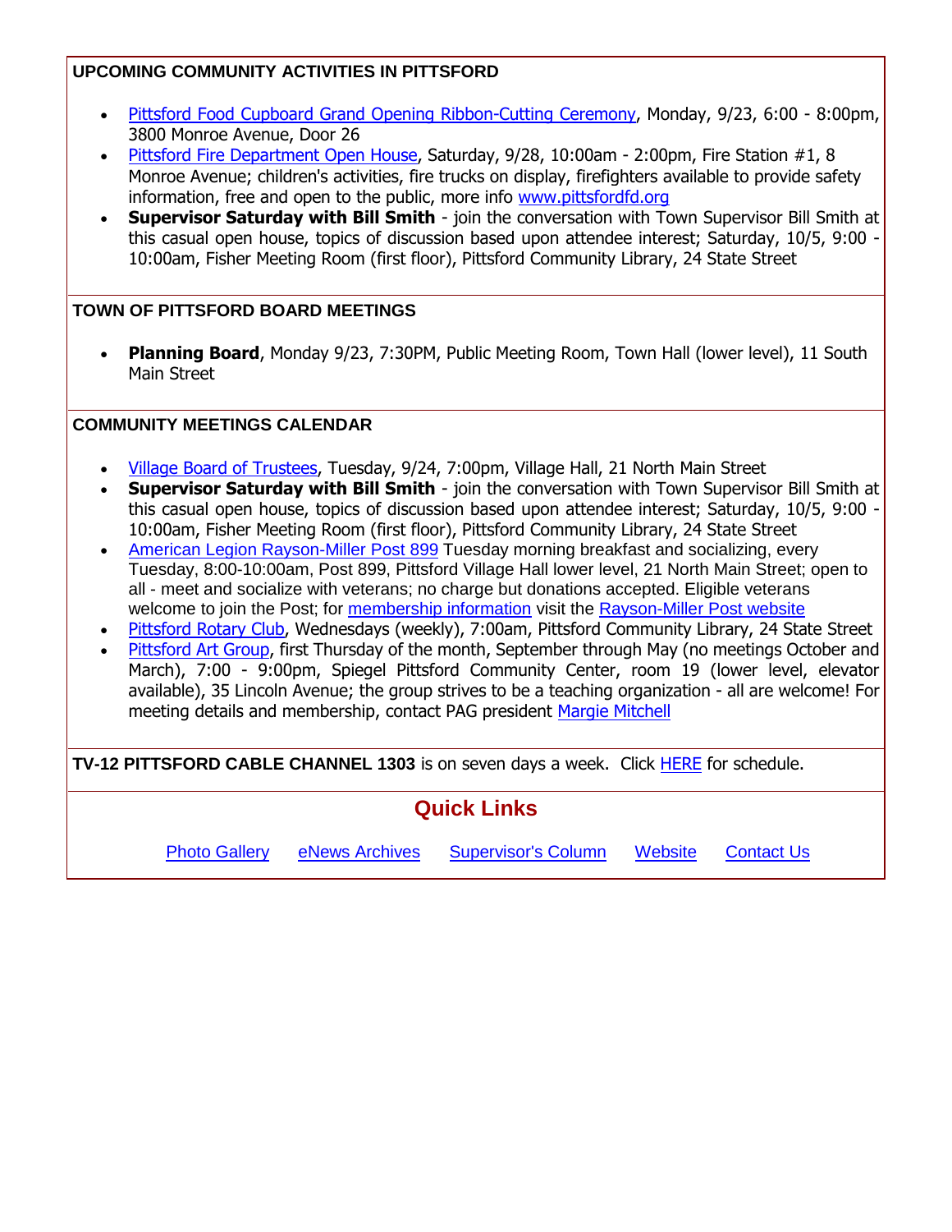## UPCOMING COMMUNITY ACTIVITIES IN PITTSFORD

- Pittsford Food Cupboard Grand Opening Ribbon-Cutting Ceremony, Monday, 9/23, 6:00 - 8:00pm, 3800 Monroe Avenue, Door 26
- Pittsford Fire Department Open House, Saturday, 9/28, 10:00am - 2:00pm, Fire Station #1, 8 Monroe Avenue; children's activities, fire trucks on display, firefighters available to provide safety information, free and open to the public, more info www.pittsfordfd.org
- **Supervisor Saturday with Bill Smith** - join the conversation with Town Supervisor Bill Smith at this casual open house, topics of discussion based upon attendee interest; Saturday, 10/5, 9:00 - 10:00am, Fisher Meeting Room (first floor), Pittsford Community Library, 24 State Street

## TOWN OF PITTSFORD BOARD MEETINGS

- **Planning Board**, Monday 9/23, 7:30PM, Public Meeting Room, Town Hall (lower level), 11 South Main Street

## COMMUNITY MEETINGS CALENDAR

- Village Board of Trustees, Tuesday, 9/24, 7:00pm, Village Hall, 21 North Main Street
- **Supervisor Saturday with Bill Smith** - join the conversation with Town Supervisor Bill Smith at this casual open house, topics of discussion based upon attendee interest; Saturday, 10/5, 9:00 - 10:00am, Fisher Meeting Room (first floor), Pittsford Community Library, 24 State Street
- American Legion Rayson-Miller Post 899 Tuesday morning breakfast and socializing, every Tuesday, 8:00-10:00am, Post 899, Pittsford Village Hall lower level, 21 North Main Street; open to all - meet and socialize with veterans; no charge but donations accepted. Eligible veterans welcome to join the Post; for membership information visit the Rayson-Miller Post website
- Pittsford Rotary Club, Wednesdays (weekly), 7:00am, Pittsford Community Library, 24 State Street
- Pittsford Art Group, first Thursday of the month, September through May (no meetings October and March), 7:00 - 9:00pm, Spiegel Pittsford Community Center, room 19 (lower level, elevator available), 35 Lincoln Avenue; the group strives to be a teaching organization - all are welcome! For meeting details and membership, contact PAG president Margie Mitchell

**TV-12 PITTSFORD CABLE CHANNEL 1303** is on seven days a week. Click HERE for schedule.

## Quick Links

Photo Gallery eNews Archives Supervisor's Column Website Contact Us